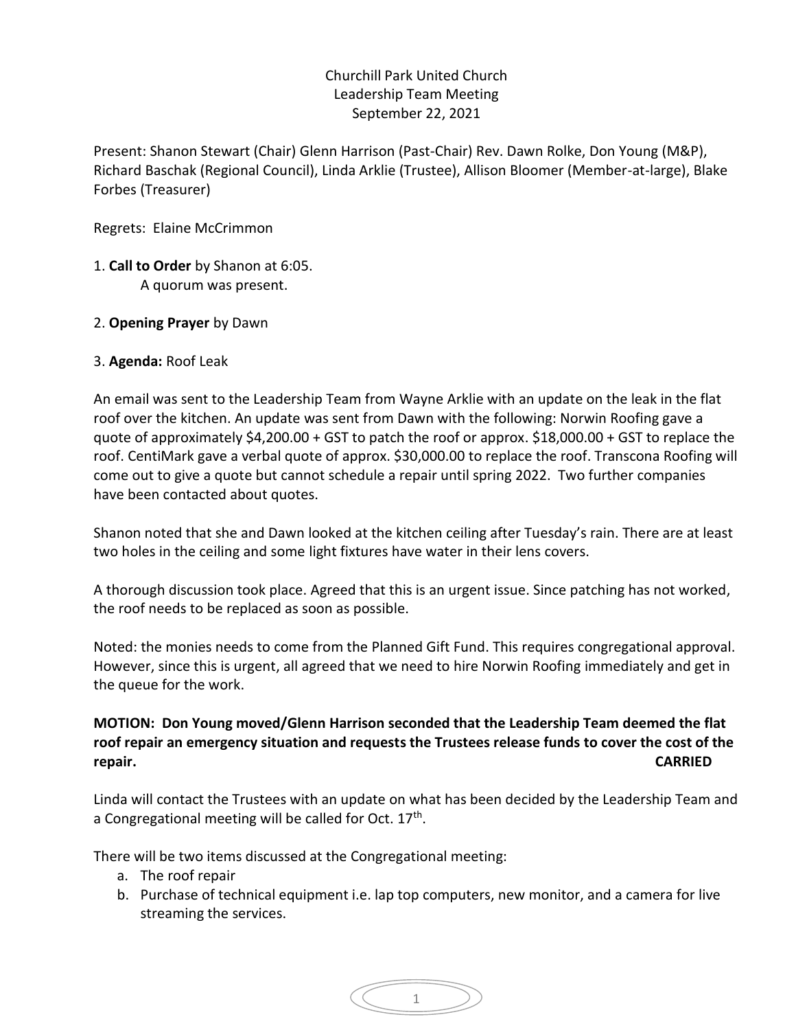Churchill Park United Church
Leadership Team Meeting
September 22, 2021

Present: Shanon Stewart (Chair) Glenn Harrison (Past-Chair) Rev. Dawn Rolke, Don Young (M&P), Richard Baschak (Regional Council), Linda Arklie (Trustee), Allison Bloomer (Member-at-large), Blake Forbes (Treasurer)

Regrets: Elaine McCrimmon

1. **Call to Order** by Shanon at 6:05.
   A quorum was present.

2. **Opening Prayer** by Dawn

3. **Agenda:** Roof Leak

An email was sent to the Leadership Team from Wayne Arklie with an update on the leak in the flat roof over the kitchen. An update was sent from Dawn with the following: Norwin Roofing gave a quote of approximately $4,200.00 + GST to patch the roof or approx. $18,000.00 + GST to replace the roof. CentiMark gave a verbal quote of approx. $30,000.00 to replace the roof. Transcona Roofing will come out to give a quote but cannot schedule a repair until spring 2022. Two further companies have been contacted about quotes.

Shanon noted that she and Dawn looked at the kitchen ceiling after Tuesday's rain. There are at least two holes in the ceiling and some light fixtures have water in their lens covers.

A thorough discussion took place. Agreed that this is an urgent issue. Since patching has not worked, the roof needs to be replaced as soon as possible.

Noted: the monies needs to come from the Planned Gift Fund. This requires congregational approval. However, since this is urgent, all agreed that we need to hire Norwin Roofing immediately and get in the queue for the work.

**MOTION: Don Young moved/Glenn Harrison seconded that the Leadership Team deemed the flat roof repair an emergency situation and requests the Trustees release funds to cover the cost of the repair. CARRIED**

Linda will contact the Trustees with an update on what has been decided by the Leadership Team and a Congregational meeting will be called for Oct. 17th.

There will be two items discussed at the Congregational meeting:

a. The roof repair
b. Purchase of technical equipment i.e. lap top computers, new monitor, and a camera for live streaming the services.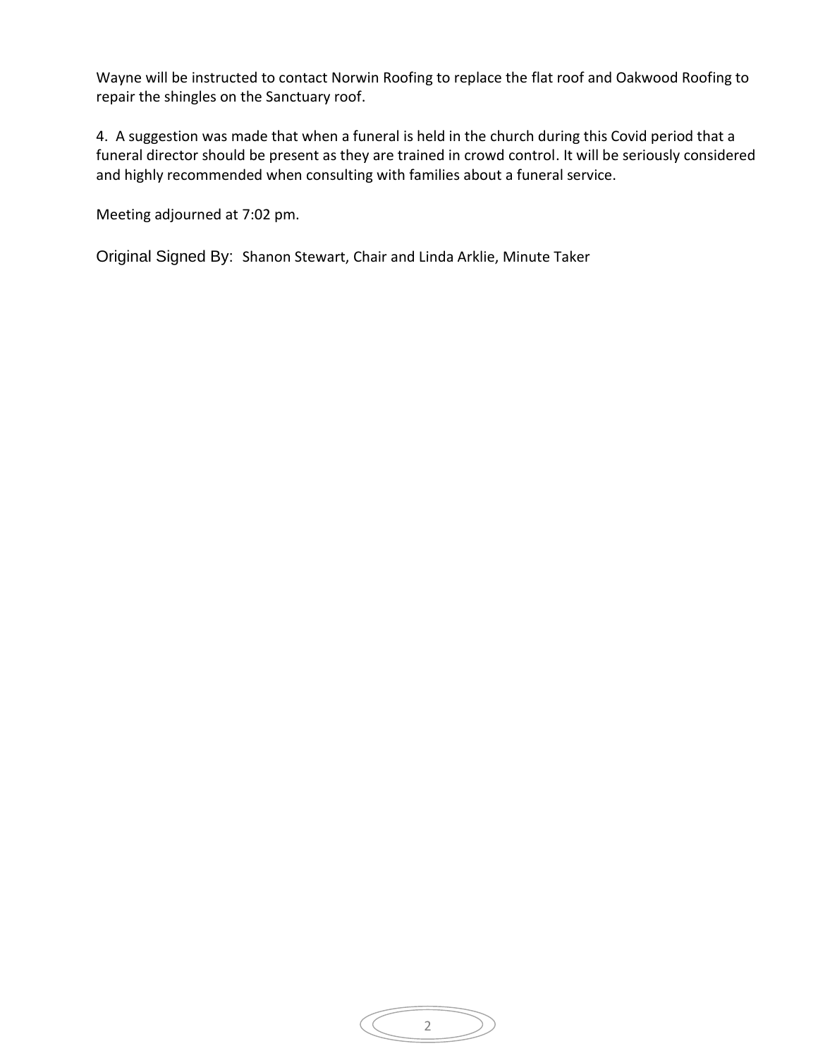Wayne will be instructed to contact Norwin Roofing to replace the flat roof and Oakwood Roofing to repair the shingles on the Sanctuary roof.

4. A suggestion was made that when a funeral is held in the church during this Covid period that a funeral director should be present as they are trained in crowd control. It will be seriously considered and highly recommended when consulting with families about a funeral service.

Meeting adjourned at 7:02 pm.

Original Signed By: Shanon Stewart, Chair and Linda Arklie, Minute Taker